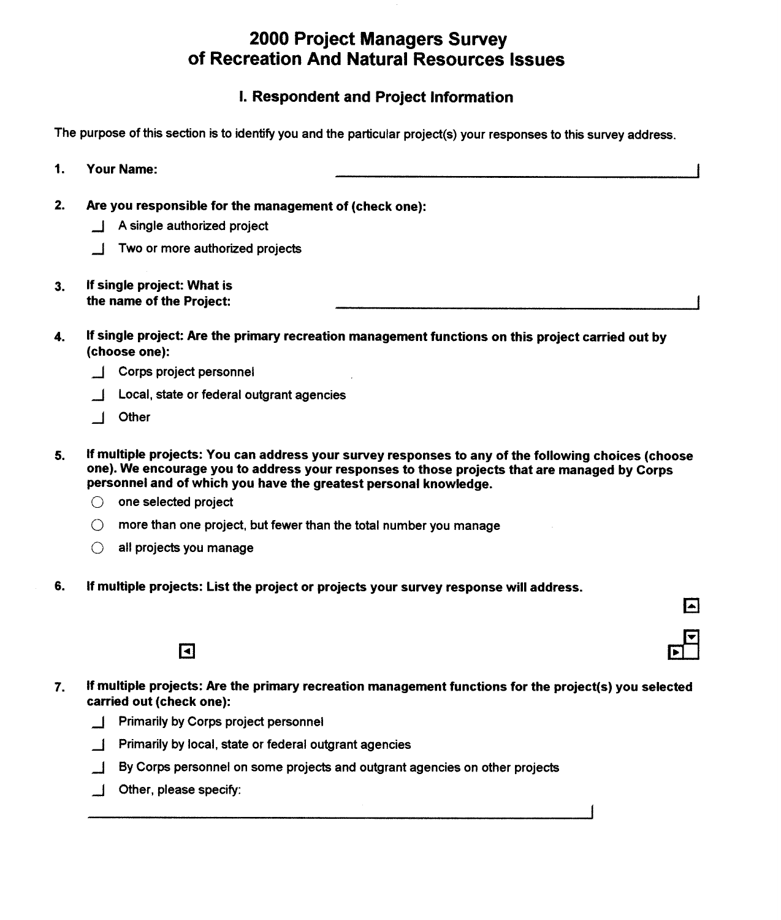# 2000 Project Managers Survey of Recreation And Natural Resources Issues

## I. Respondent and Project Information

The purpose of this section is to identify you and the particular project(s) your responses to this survey address.

1. **Your Name:** ______________________________

2. **Are you responsible for the management of (check one):**
   - ☐ A single authorized project
   - ☐ Two or more authorized projects

3. **If single project: What is the name of the Project:** ______________________________

4. **If single project: Are the primary recreation management functions on this project carried out by (choose one):**
   - ☐ Corps project personnel
   - ☐ Local, state or federal outgrant agencies
   - ☐ Other

5. **If multiple projects: You can address your survey responses to any of the following choices (choose one). We encourage you to address your responses to those projects that are managed by Corps personnel and of which you have the greatest personal knowledge.**
   - ○ one selected project
   - ○ more than one project, but fewer than the total number you manage
   - ○ all projects you manage

6. **If multiple projects: List the project or projects your survey response will address.**

7. **If multiple projects: Are the primary recreation management functions for the project(s) you selected carried out (check one):**
   - ☐ Primarily by Corps project personnel
   - ☐ Primarily by local, state or federal outgrant agencies
   - ☐ By Corps personnel on some projects and outgrant agencies on other projects
   - ☐ Other, please specify:

   ______________________________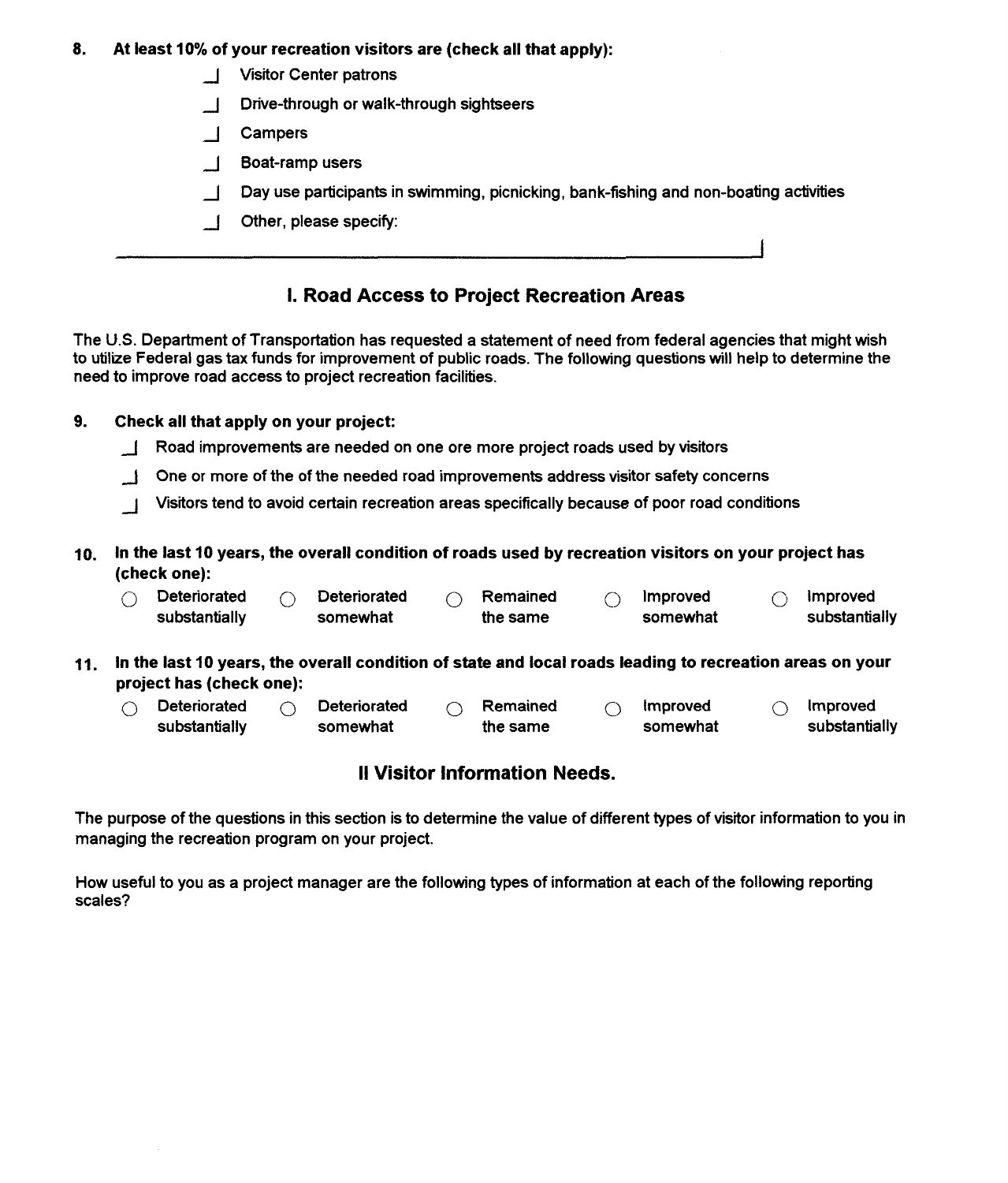**8. At least 10% of your recreation visitors are (check all that apply):**

- ☐ Visitor Center patrons
- ☐ Drive-through or walk-through sightseers
- ☐ Campers
- ☐ Boat-ramp users
- ☐ Day use participants in swimming, picnicking, bank-fishing and non-boating activities
- ☐ Other, please specify:

________________________________________________

## I. Road Access to Project Recreation Areas

The U.S. Department of Transportation has requested a statement of need from federal agencies that might wish to utilize Federal gas tax funds for improvement of public roads. The following questions will help to determine the need to improve road access to project recreation facilities.

**9. Check all that apply on your project:**

- ☐ Road improvements are needed on one ore more project roads used by visitors
- ☐ One or more of the of the needed road improvements address visitor safety concerns
- ☐ Visitors tend to avoid certain recreation areas specifically because of poor road conditions

**10. In the last 10 years, the overall condition of roads used by recreation visitors on your project has (check one):**

○ Deteriorated substantially ○ Deteriorated somewhat ○ Remained the same ○ Improved somewhat ○ Improved substantially

**11. In the last 10 years, the overall condition of state and local roads leading to recreation areas on your project has (check one):**

○ Deteriorated substantially ○ Deteriorated somewhat ○ Remained the same ○ Improved somewhat ○ Improved substantially

## II Visitor Information Needs.

The purpose of the questions in this section is to determine the value of different types of visitor information to you in managing the recreation program on your project.

How useful to you as a project manager are the following types of information at each of the following reporting scales?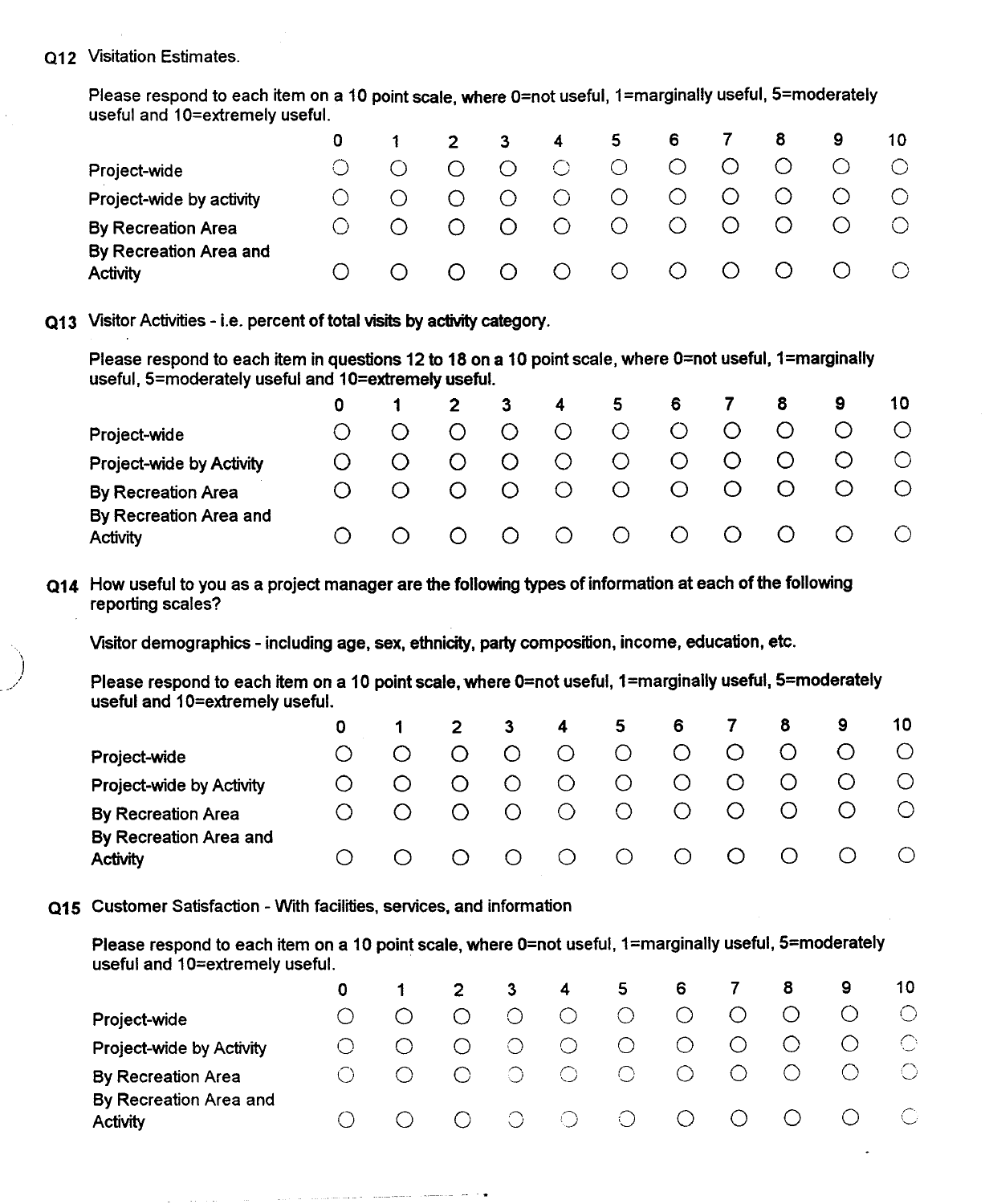**Q12** Visitation Estimates.

Please respond to each item on a 10 point scale, where 0=not useful, 1=marginally useful, 5=moderately useful and 10=extremely useful.

| | 0 | 1 | 2 | 3 | 4 | 5 | 6 | 7 | 8 | 9 | 10 |
|---|---|---|---|---|---|---|---|---|---|---|---|
| Project-wide | ○ | ○ | ○ | ○ | ○ | ○ | ○ | ○ | ○ | ○ | ○ |
| Project-wide by activity | ○ | ○ | ○ | ○ | ○ | ○ | ○ | ○ | ○ | ○ | ○ |
| By Recreation Area | ○ | ○ | ○ | ○ | ○ | ○ | ○ | ○ | ○ | ○ | ○ |
| By Recreation Area and Activity | ○ | ○ | ○ | ○ | ○ | ○ | ○ | ○ | ○ | ○ | ○ |

**Q13** Visitor Activities - i.e. percent of total visits by activity category.

Please respond to each item in questions 12 to 18 on a 10 point scale, where 0=not useful, 1=marginally useful, 5=moderately useful and 10=extremely useful.

| | 0 | 1 | 2 | 3 | 4 | 5 | 6 | 7 | 8 | 9 | 10 |
|---|---|---|---|---|---|---|---|---|---|---|---|
| Project-wide | ○ | ○ | ○ | ○ | ○ | ○ | ○ | ○ | ○ | ○ | ○ |
| Project-wide by Activity | ○ | ○ | ○ | ○ | ○ | ○ | ○ | ○ | ○ | ○ | ○ |
| By Recreation Area | ○ | ○ | ○ | ○ | ○ | ○ | ○ | ○ | ○ | ○ | ○ |
| By Recreation Area and Activity | ○ | ○ | ○ | ○ | ○ | ○ | ○ | ○ | ○ | ○ | ○ |

**Q14** How useful to you as a project manager are the following types of information at each of the following reporting scales?

Visitor demographics - including age, sex, ethnicity, party composition, income, education, etc.

Please respond to each item on a 10 point scale, where 0=not useful, 1=marginally useful, 5=moderately useful and 10=extremely useful.

| | 0 | 1 | 2 | 3 | 4 | 5 | 6 | 7 | 8 | 9 | 10 |
|---|---|---|---|---|---|---|---|---|---|---|---|
| Project-wide | ○ | ○ | ○ | ○ | ○ | ○ | ○ | ○ | ○ | ○ | ○ |
| Project-wide by Activity | ○ | ○ | ○ | ○ | ○ | ○ | ○ | ○ | ○ | ○ | ○ |
| By Recreation Area | ○ | ○ | ○ | ○ | ○ | ○ | ○ | ○ | ○ | ○ | ○ |
| By Recreation Area and Activity | ○ | ○ | ○ | ○ | ○ | ○ | ○ | ○ | ○ | ○ | ○ |

**Q15** Customer Satisfaction - With facilities, services, and information

Please respond to each item on a 10 point scale, where 0=not useful, 1=marginally useful, 5=moderately useful and 10=extremely useful.

| | 0 | 1 | 2 | 3 | 4 | 5 | 6 | 7 | 8 | 9 | 10 |
|---|---|---|---|---|---|---|---|---|---|---|---|
| Project-wide | ○ | ○ | ○ | ○ | ○ | ○ | ○ | ○ | ○ | ○ | ○ |
| Project-wide by Activity | ○ | ○ | ○ | ○ | ○ | ○ | ○ | ○ | ○ | ○ | ○ |
| By Recreation Area | ○ | ○ | ○ | ○ | ○ | ○ | ○ | ○ | ○ | ○ | ○ |
| By Recreation Area and Activity | ○ | ○ | ○ | ○ | ○ | ○ | ○ | ○ | ○ | ○ | ○ |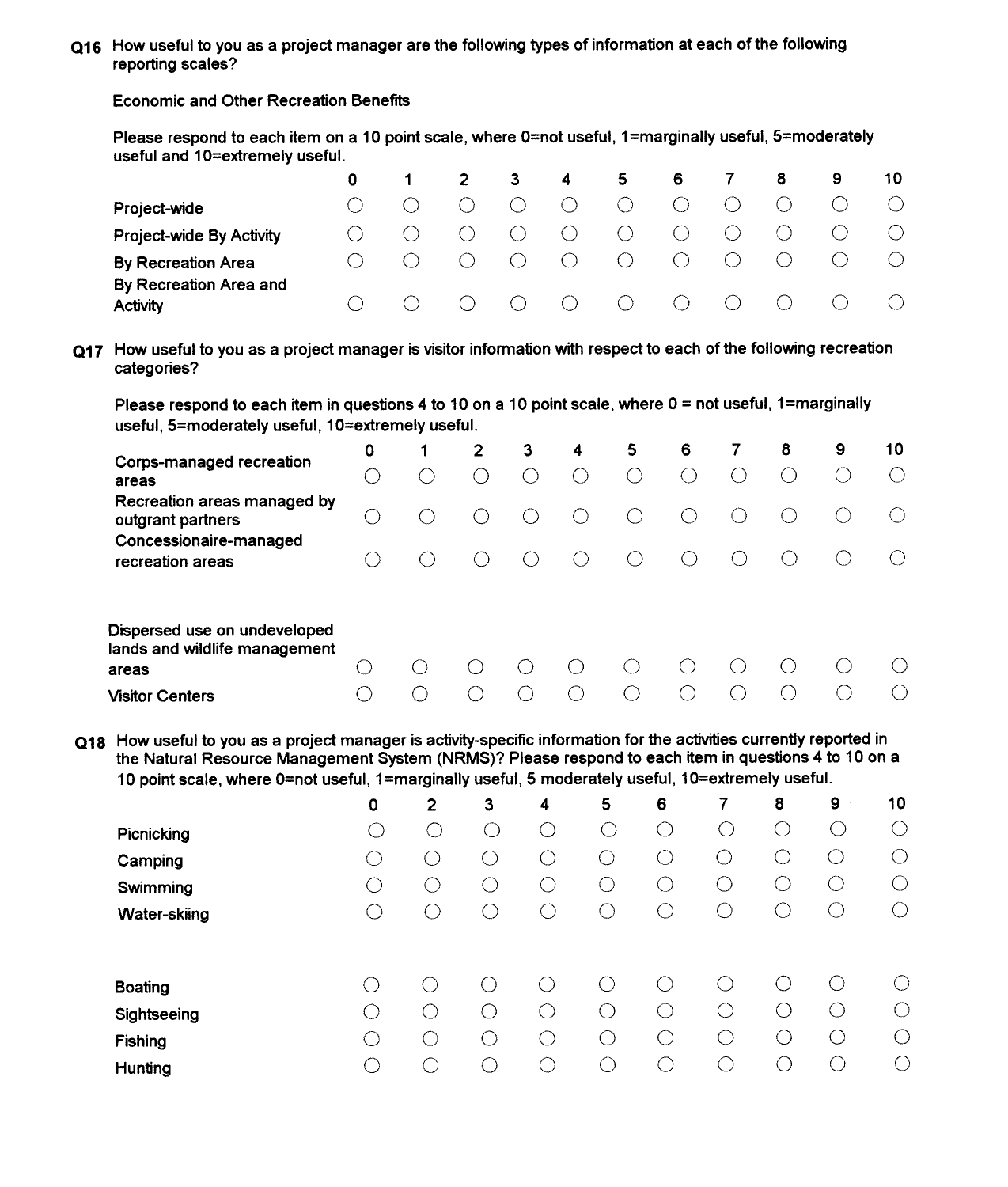**Q16** How useful to you as a project manager are the following types of information at each of the following reporting scales?

Economic and Other Recreation Benefits

Please respond to each item on a 10 point scale, where 0=not useful, 1=marginally useful, 5=moderately useful and 10=extremely useful.

| | 0 | 1 | 2 | 3 | 4 | 5 | 6 | 7 | 8 | 9 | 10 |
|---|---|---|---|---|---|---|---|---|---|---|---|
| Project-wide | ○ | ○ | ○ | ○ | ○ | ○ | ○ | ○ | ○ | ○ | ○ |
| Project-wide By Activity | ○ | ○ | ○ | ○ | ○ | ○ | ○ | ○ | ○ | ○ | ○ |
| By Recreation Area | ○ | ○ | ○ | ○ | ○ | ○ | ○ | ○ | ○ | ○ | ○ |
| By Recreation Area and Activity | ○ | ○ | ○ | ○ | ○ | ○ | ○ | ○ | ○ | ○ | ○ |

**Q17** How useful to you as a project manager is visitor information with respect to each of the following recreation categories?

Please respond to each item in questions 4 to 10 on a 10 point scale, where 0 = not useful, 1=marginally useful, 5=moderately useful, 10=extremely useful.

| | 0 | 1 | 2 | 3 | 4 | 5 | 6 | 7 | 8 | 9 | 10 |
|---|---|---|---|---|---|---|---|---|---|---|---|
| Corps-managed recreation areas | ○ | ○ | ○ | ○ | ○ | ○ | ○ | ○ | ○ | ○ | ○ |
| Recreation areas managed by outgrant partners | ○ | ○ | ○ | ○ | ○ | ○ | ○ | ○ | ○ | ○ | ○ |
| Concessionaire-managed recreation areas | ○ | ○ | ○ | ○ | ○ | ○ | ○ | ○ | ○ | ○ | ○ |
| Dispersed use on undeveloped lands and wildlife management areas | ○ | ○ | ○ | ○ | ○ | ○ | ○ | ○ | ○ | ○ | ○ |
| Visitor Centers | ○ | ○ | ○ | ○ | ○ | ○ | ○ | ○ | ○ | ○ | ○ |

**Q18** How useful to you as a project manager is activity-specific information for the activities currently reported in the Natural Resource Management System (NRMS)? Please respond to each item in questions 4 to 10 on a 10 point scale, where 0=not useful, 1=marginally useful, 5 moderately useful, 10=extremely useful.

| | 0 | 2 | 3 | 4 | 5 | 6 | 7 | 8 | 9 | 10 |
|---|---|---|---|---|---|---|---|---|---|---|
| Picnicking | ○ | ○ | ○ | ○ | ○ | ○ | ○ | ○ | ○ | ○ |
| Camping | ○ | ○ | ○ | ○ | ○ | ○ | ○ | ○ | ○ | ○ |
| Swimming | ○ | ○ | ○ | ○ | ○ | ○ | ○ | ○ | ○ | ○ |
| Water-skiing | ○ | ○ | ○ | ○ | ○ | ○ | ○ | ○ | ○ | ○ |
| Boating | ○ | ○ | ○ | ○ | ○ | ○ | ○ | ○ | ○ | ○ |
| Sightseeing | ○ | ○ | ○ | ○ | ○ | ○ | ○ | ○ | ○ | ○ |
| Fishing | ○ | ○ | ○ | ○ | ○ | ○ | ○ | ○ | ○ | ○ |
| Hunting | ○ | ○ | ○ | ○ | ○ | ○ | ○ | ○ | ○ | ○ |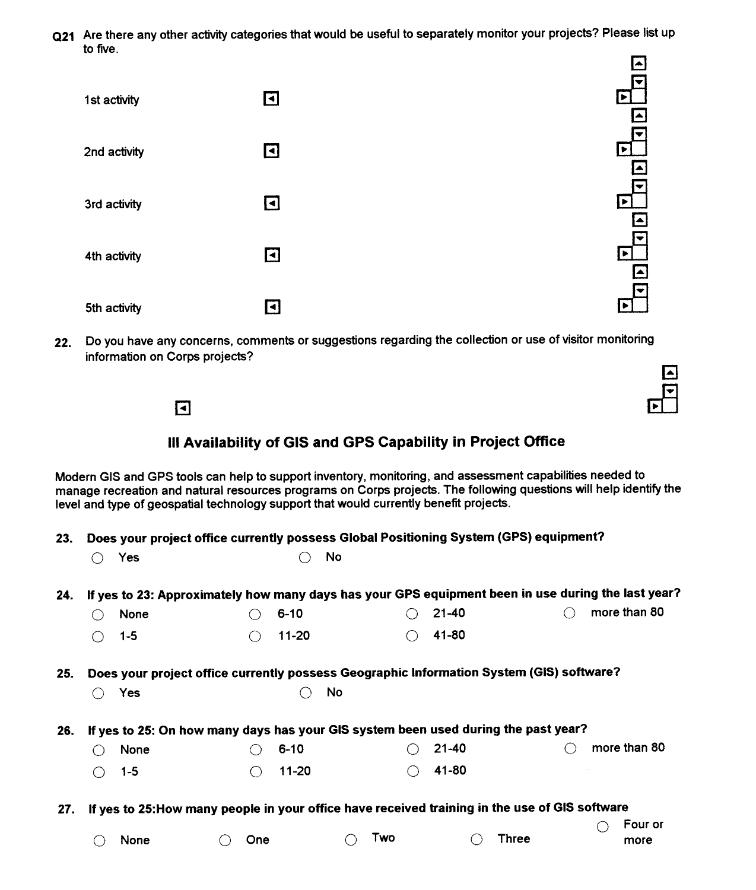**Q21** Are there any other activity categories that would be useful to separately monitor your projects? Please list up to five.

1st activity

2nd activity

3rd activity

4th activity

5th activity

**22.** Do you have any concerns, comments or suggestions regarding the collection or use of visitor monitoring information on Corps projects?

## III Availability of GIS and GPS Capability in Project Office

Modern GIS and GPS tools can help to support inventory, monitoring, and assessment capabilities needed to manage recreation and natural resources programs on Corps projects. The following questions will help identify the level and type of geospatial technology support that would currently benefit projects.

**23. Does your project office currently possess Global Positioning System (GPS) equipment?**

- ○ Yes
- ○ No

**24. If yes to 23: Approximately how many days has your GPS equipment been in use during the last year?**

- ○ None
- ○ 1-5
- ○ 6-10
- ○ 11-20
- ○ 21-40
- ○ 41-80
- ○ more than 80

**25. Does your project office currently possess Geographic Information System (GIS) software?**

- ○ Yes
- ○ No

**26. If yes to 25: On how many days has your GIS system been used during the past year?**

- ○ None
- ○ 1-5
- ○ 6-10
- ○ 11-20
- ○ 21-40
- ○ 41-80
- ○ more than 80

**27. If yes to 25:How many people in your office have received training in the use of GIS software**

- ○ None
- ○ One
- ○ Two
- ○ Three
- ○ Four or more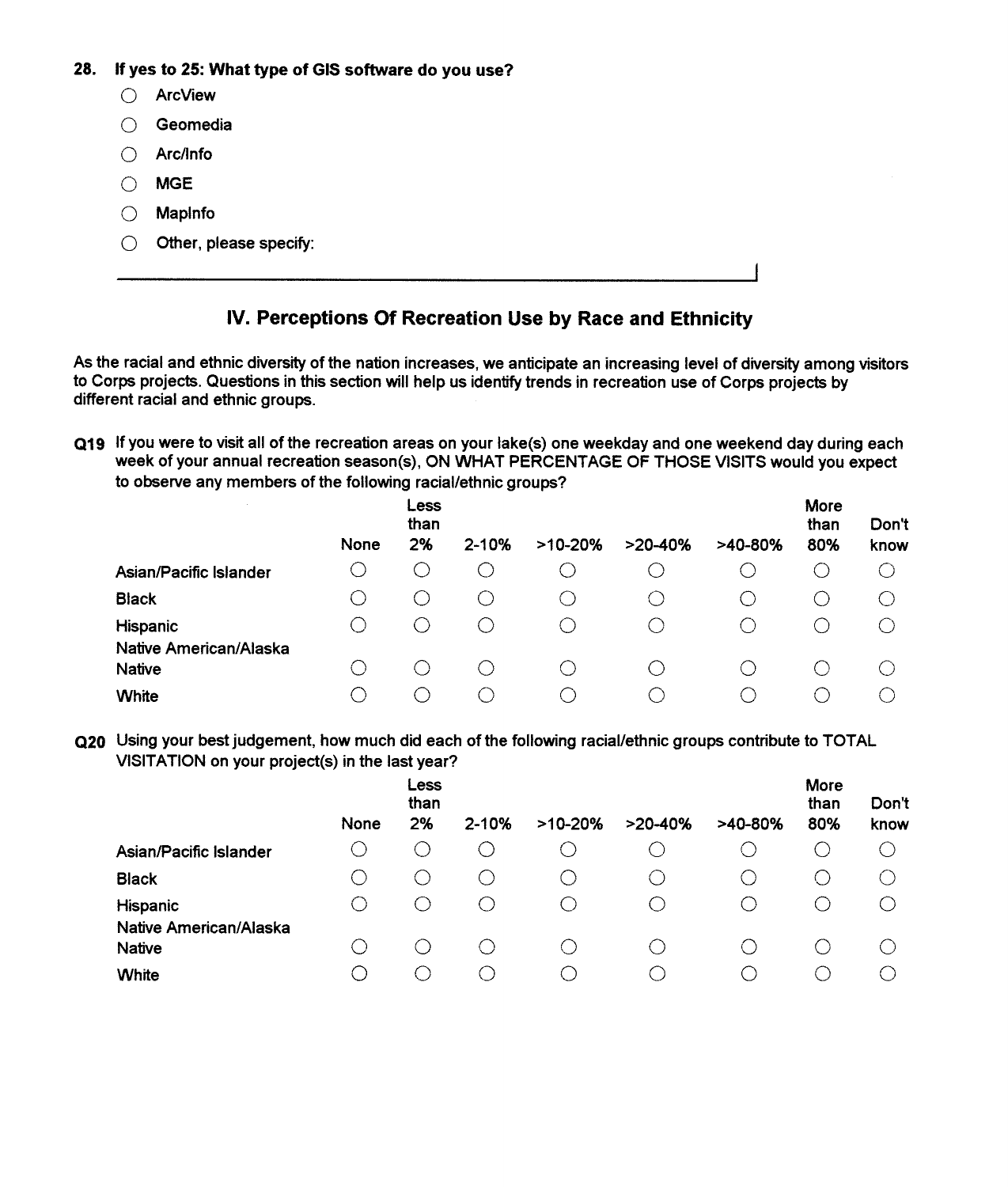**28. If yes to 25: What type of GIS software do you use?**

- ○ ArcView
- ○ Geomedia
- ○ Arc/Info
- ○ MGE
- ○ MapInfo
- ○ Other, please specify:

______________________________________________________________

## IV. Perceptions Of Recreation Use by Race and Ethnicity

**As the racial and ethnic diversity of the nation increases, we anticipate an increasing level of diversity among visitors to Corps projects. Questions in this section will help us identify trends in recreation use of Corps projects by different racial and ethnic groups.**

**Q19** If you were to visit all of the recreation areas on your lake(s) one weekday and one weekend day during each week of your annual recreation season(s), ON WHAT PERCENTAGE OF THOSE VISITS would you expect to observe any members of the following racial/ethnic groups?

| | None | Less than 2% | 2-10% | >10-20% | >20-40% | >40-80% | More than 80% | Don't know |
|---|---|---|---|---|---|---|---|---|
| Asian/Pacific Islander | ○ | ○ | ○ | ○ | ○ | ○ | ○ | ○ |
| Black | ○ | ○ | ○ | ○ | ○ | ○ | ○ | ○ |
| Hispanic | ○ | ○ | ○ | ○ | ○ | ○ | ○ | ○ |
| Native American/Alaska Native | ○ | ○ | ○ | ○ | ○ | ○ | ○ | ○ |
| White | ○ | ○ | ○ | ○ | ○ | ○ | ○ | ○ |

**Q20** Using your best judgement, how much did each of the following racial/ethnic groups contribute to TOTAL VISITATION on your project(s) in the last year?

| | None | Less than 2% | 2-10% | >10-20% | >20-40% | >40-80% | More than 80% | Don't know |
|---|---|---|---|---|---|---|---|---|
| Asian/Pacific Islander | ○ | ○ | ○ | ○ | ○ | ○ | ○ | ○ |
| Black | ○ | ○ | ○ | ○ | ○ | ○ | ○ | ○ |
| Hispanic | ○ | ○ | ○ | ○ | ○ | ○ | ○ | ○ |
| Native American/Alaska Native | ○ | ○ | ○ | ○ | ○ | ○ | ○ | ○ |
| White | ○ | ○ | ○ | ○ | ○ | ○ | ○ | ○ |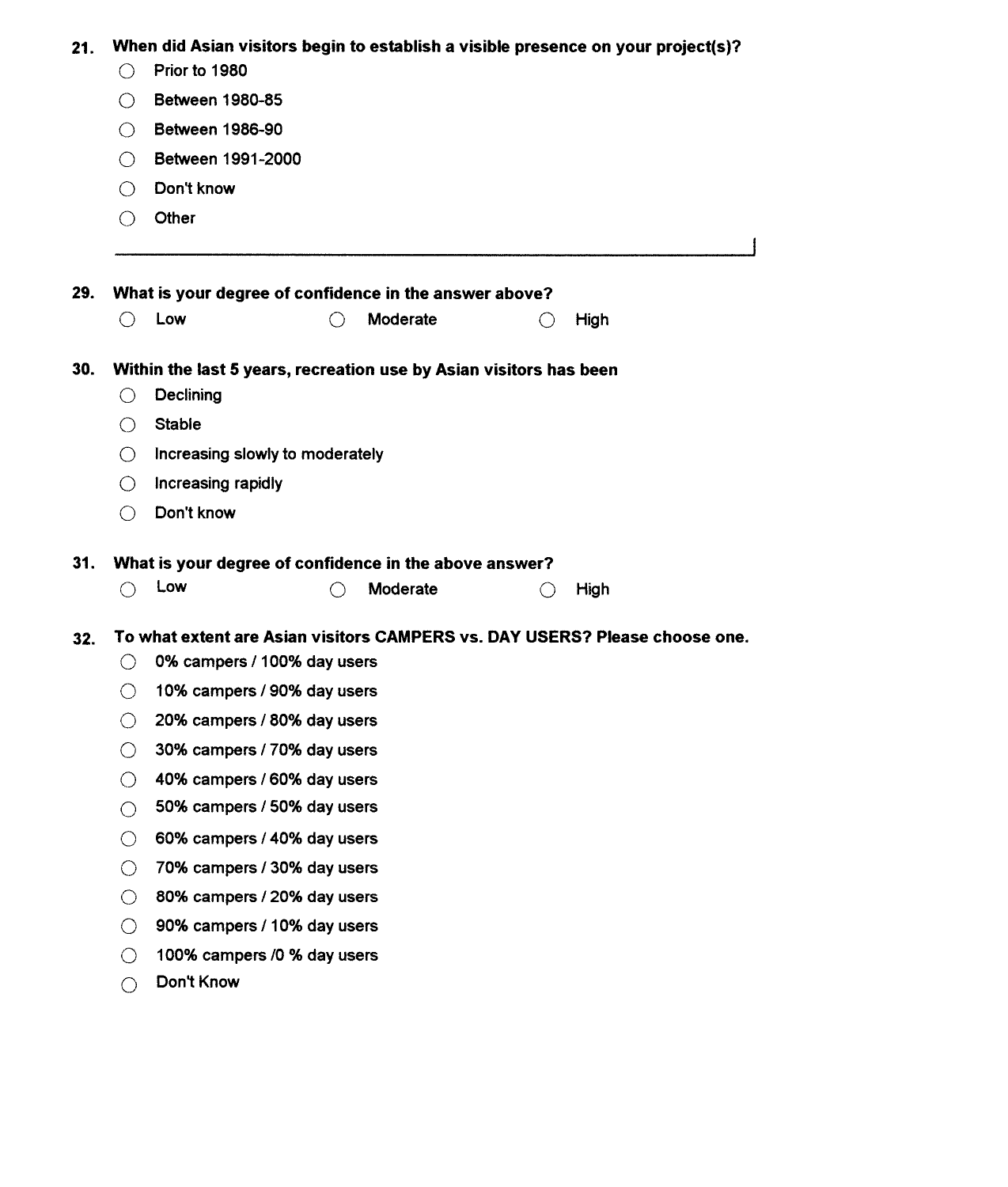**21. When did Asian visitors begin to establish a visible presence on your project(s)?**

- ○ Prior to 1980
- ○ Between 1980-85
- ○ Between 1986-90
- ○ Between 1991-2000
- ○ Don't know
- ○ Other

\_\_\_\_\_\_\_\_\_\_\_\_\_\_\_\_\_\_\_\_\_\_\_\_\_\_\_\_\_\_\_\_\_\_\_\_\_\_\_\_\_\_\_\_\_\_\_\_\_\_\_\_\_\_\_\_\_\_\_\_

**29. What is your degree of confidence in the answer above?**

○ Low ○ Moderate ○ High

**30. Within the last 5 years, recreation use by Asian visitors has been**

- ○ Declining
- ○ Stable
- ○ Increasing slowly to moderately
- ○ Increasing rapidly
- ○ Don't know

**31. What is your degree of confidence in the above answer?**

○ Low ○ Moderate ○ High

**32. To what extent are Asian visitors CAMPERS vs. DAY USERS? Please choose one.**

- ○ 0% campers / 100% day users
- ○ 10% campers / 90% day users
- ○ 20% campers / 80% day users
- ○ 30% campers / 70% day users
- ○ 40% campers / 60% day users
- ○ 50% campers / 50% day users
- ○ 60% campers / 40% day users
- ○ 70% campers / 30% day users
- ○ 80% campers / 20% day users
- ○ 90% campers / 10% day users
- ○ 100% campers /0 % day users
- ○ Don't Know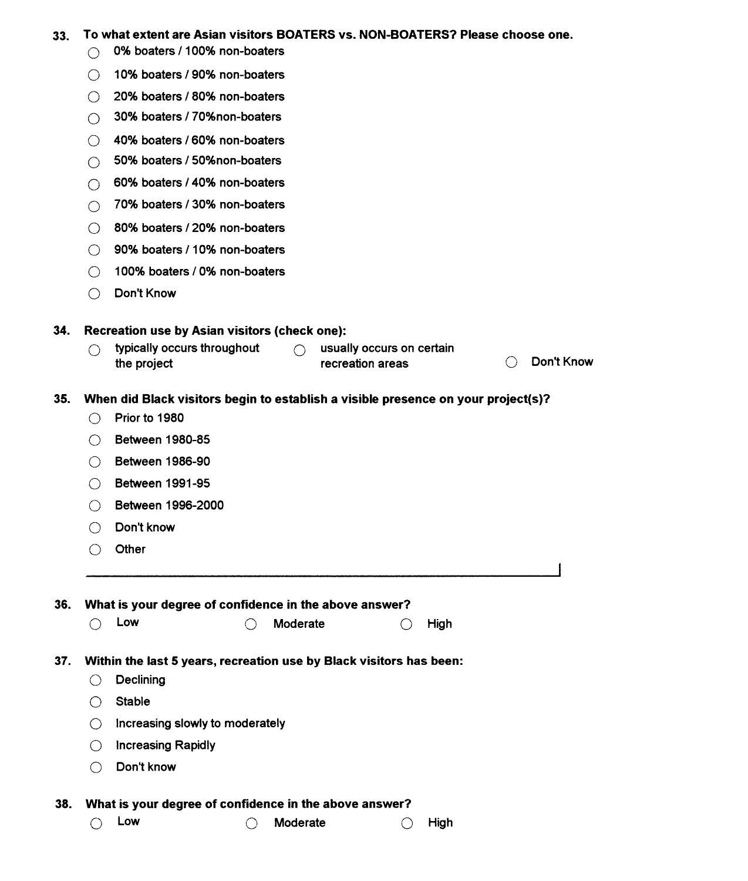**33. To what extent are Asian visitors BOATERS vs. NON-BOATERS? Please choose one.**

- ◯ 0% boaters / 100% non-boaters
- ◯ 10% boaters / 90% non-boaters
- ◯ 20% boaters / 80% non-boaters
- ◯ 30% boaters / 70%non-boaters
- ◯ 40% boaters / 60% non-boaters
- ◯ 50% boaters / 50%non-boaters
- ◯ 60% boaters / 40% non-boaters
- ◯ 70% boaters / 30% non-boaters
- ◯ 80% boaters / 20% non-boaters
- ◯ 90% boaters / 10% non-boaters
- ◯ 100% boaters / 0% non-boaters
- ◯ Don't Know

**34. Recreation use by Asian visitors (check one):**

◯ typically occurs throughout the project ◯ usually occurs on certain recreation areas ◯ Don't Know

**35. When did Black visitors begin to establish a visible presence on your project(s)?**

- ◯ Prior to 1980
- ◯ Between 1980-85
- ◯ Between 1986-90
- ◯ Between 1991-95
- ◯ Between 1996-2000
- ◯ Don't know
- ◯ Other

______________________________________________

**36. What is your degree of confidence in the above answer?**

◯ Low ◯ Moderate ◯ High

**37. Within the last 5 years, recreation use by Black visitors has been:**

- ◯ Declining
- ◯ Stable
- ◯ Increasing slowly to moderately
- ◯ Increasing Rapidly
- ◯ Don't know

**38. What is your degree of confidence in the above answer?**

◯ Low ◯ Moderate ◯ High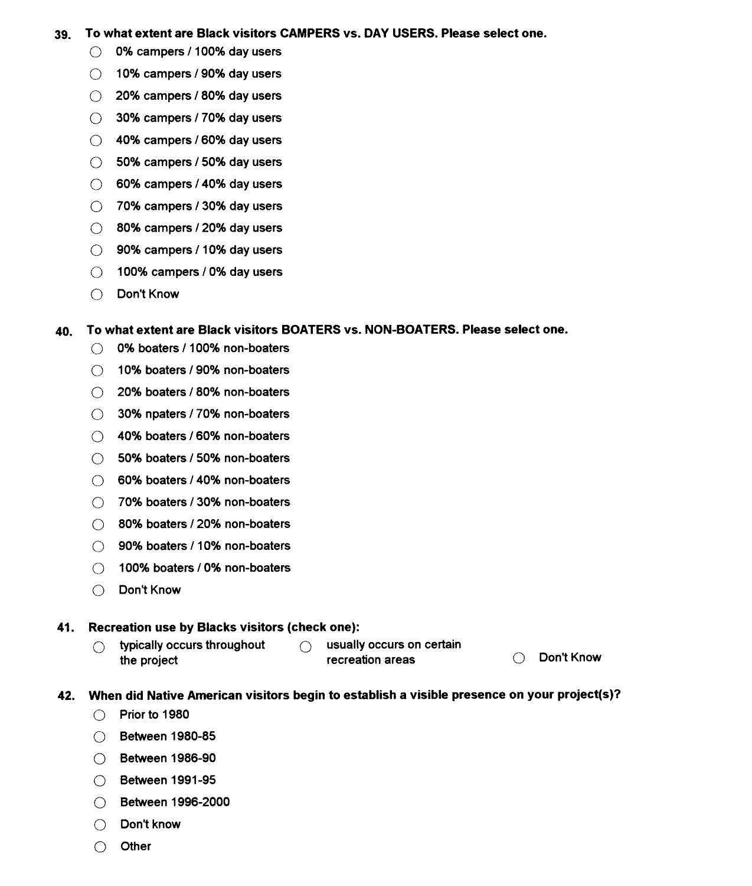**39. To what extent are Black visitors CAMPERS vs. DAY USERS. Please select one.**

- ○ 0% campers / 100% day users
- ○ 10% campers / 90% day users
- ○ 20% campers / 80% day users
- ○ 30% campers / 70% day users
- ○ 40% campers / 60% day users
- ○ 50% campers / 50% day users
- ○ 60% campers / 40% day users
- ○ 70% campers / 30% day users
- ○ 80% campers / 20% day users
- ○ 90% campers / 10% day users
- ○ 100% campers / 0% day users
- ○ Don't Know

**40. To what extent are Black visitors BOATERS vs. NON-BOATERS. Please select one.**

- ○ 0% boaters / 100% non-boaters
- ○ 10% boaters / 90% non-boaters
- ○ 20% boaters / 80% non-boaters
- ○ 30% npaters / 70% non-boaters
- ○ 40% boaters / 60% non-boaters
- ○ 50% boaters / 50% non-boaters
- ○ 60% boaters / 40% non-boaters
- ○ 70% boaters / 30% non-boaters
- ○ 80% boaters / 20% non-boaters
- ○ 90% boaters / 10% non-boaters
- ○ 100% boaters / 0% non-boaters
- ○ Don't Know

**41. Recreation use by Blacks visitors (check one):**

○ typically occurs throughout the project ○ usually occurs on certain recreation areas ○ Don't Know

**42. When did Native American visitors begin to establish a visible presence on your project(s)?**

- ○ Prior to 1980
- ○ Between 1980-85
- ○ Between 1986-90
- ○ Between 1991-95
- ○ Between 1996-2000
- ○ Don't know
- ○ Other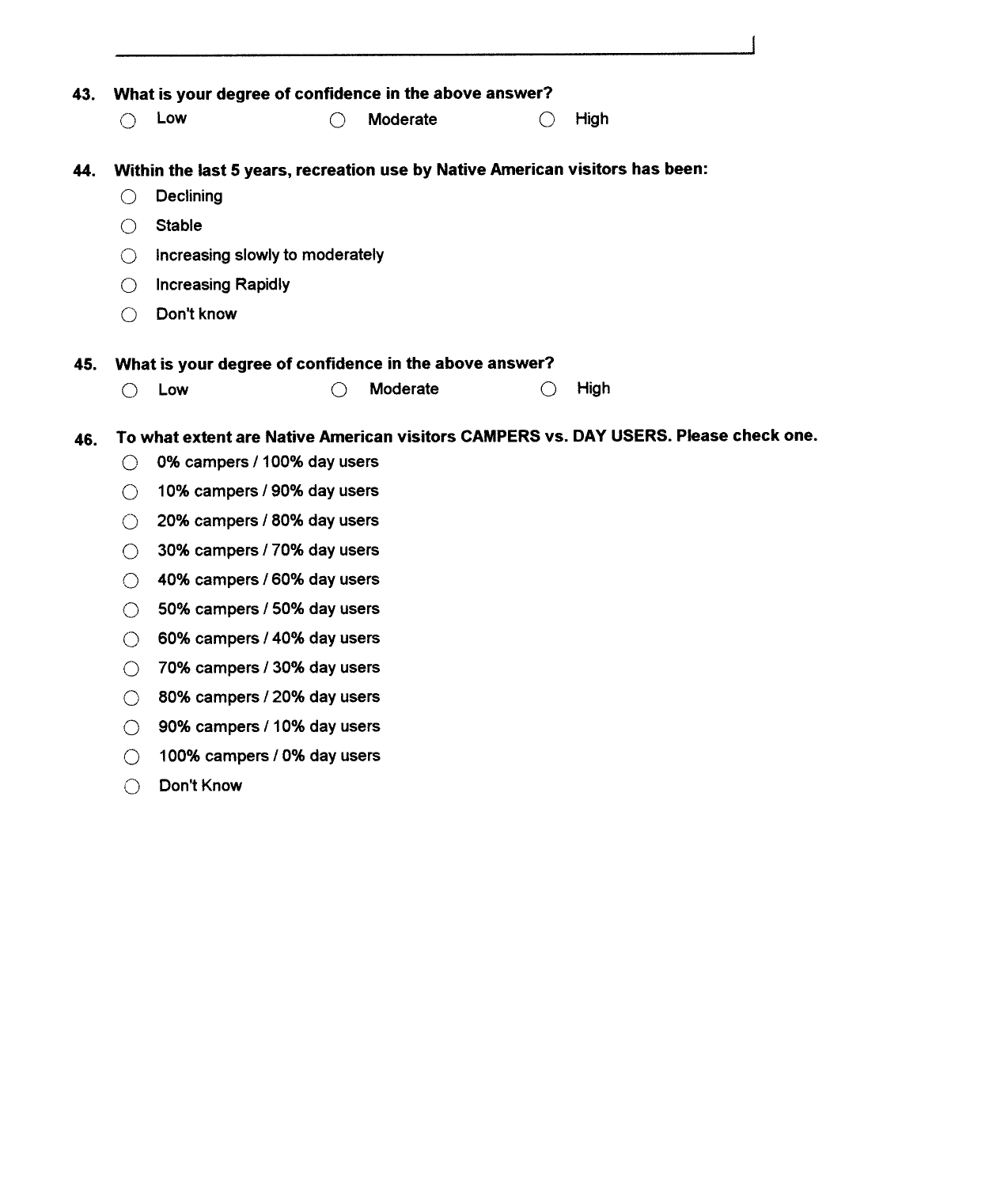43. **What is your degree of confidence in the above answer?**

   ○ Low ○ Moderate ○ High

44. **Within the last 5 years, recreation use by Native American visitors has been:**

   ○ Declining
   ○ Stable
   ○ Increasing slowly to moderately
   ○ Increasing Rapidly
   ○ Don't know

45. **What is your degree of confidence in the above answer?**

   ○ Low ○ Moderate ○ High

46. **To what extent are Native American visitors CAMPERS vs. DAY USERS. Please check one.**

   ○ 0% campers / 100% day users
   ○ 10% campers / 90% day users
   ○ 20% campers / 80% day users
   ○ 30% campers / 70% day users
   ○ 40% campers / 60% day users
   ○ 50% campers / 50% day users
   ○ 60% campers / 40% day users
   ○ 70% campers / 30% day users
   ○ 80% campers / 20% day users
   ○ 90% campers / 10% day users
   ○ 100% campers / 0% day users
   ○ Don't Know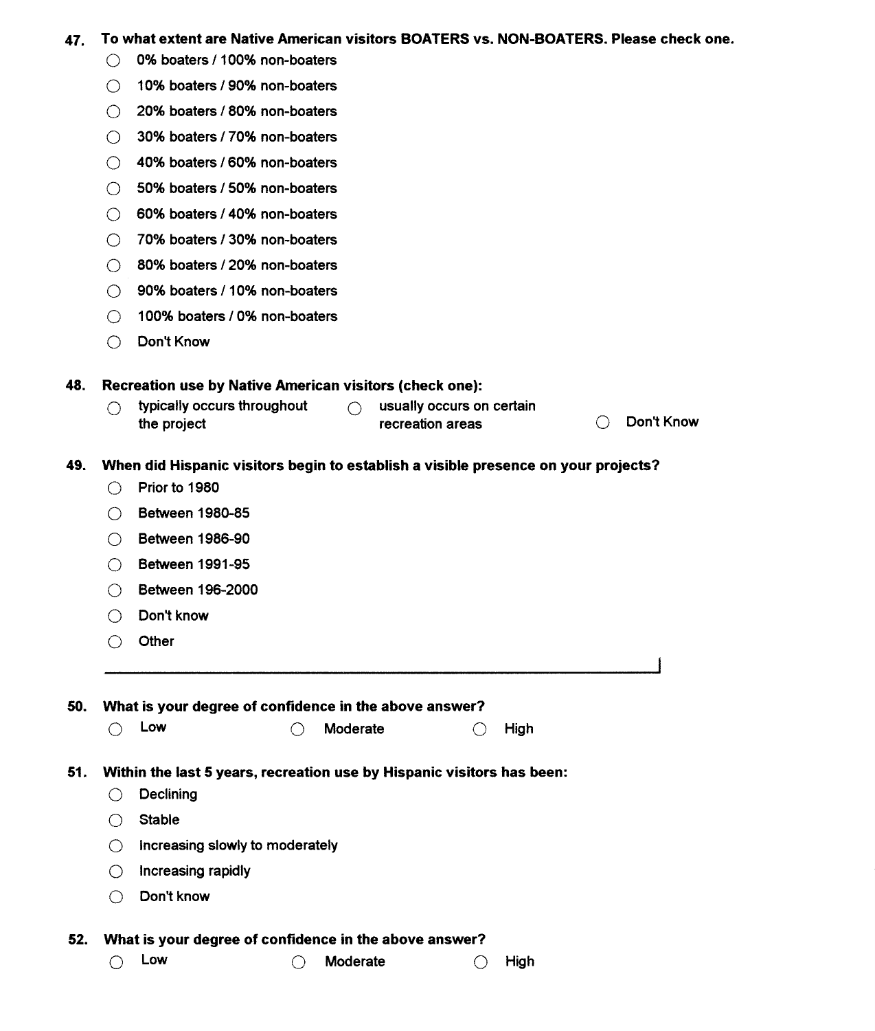**47. To what extent are Native American visitors BOATERS vs. NON-BOATERS. Please check one.**

- ○ 0% boaters / 100% non-boaters
- ○ 10% boaters / 90% non-boaters
- ○ 20% boaters / 80% non-boaters
- ○ 30% boaters / 70% non-boaters
- ○ 40% boaters / 60% non-boaters
- ○ 50% boaters / 50% non-boaters
- ○ 60% boaters / 40% non-boaters
- ○ 70% boaters / 30% non-boaters
- ○ 80% boaters / 20% non-boaters
- ○ 90% boaters / 10% non-boaters
- ○ 100% boaters / 0% non-boaters
- ○ Don't Know

**48. Recreation use by Native American visitors (check one):**

○ typically occurs throughout the project ○ usually occurs on certain recreation areas ○ Don't Know

**49. When did Hispanic visitors begin to establish a visible presence on your projects?**

- ○ Prior to 1980
- ○ Between 1980-85
- ○ Between 1986-90
- ○ Between 1991-95
- ○ Between 196-2000
- ○ Don't know
- ○ Other

______________________________________________

**50. What is your degree of confidence in the above answer?**

○ Low ○ Moderate ○ High

**51. Within the last 5 years, recreation use by Hispanic visitors has been:**

- ○ Declining
- ○ Stable
- ○ Increasing slowly to moderately
- ○ Increasing rapidly
- ○ Don't know

**52. What is your degree of confidence in the above answer?**

○ Low ○ Moderate ○ High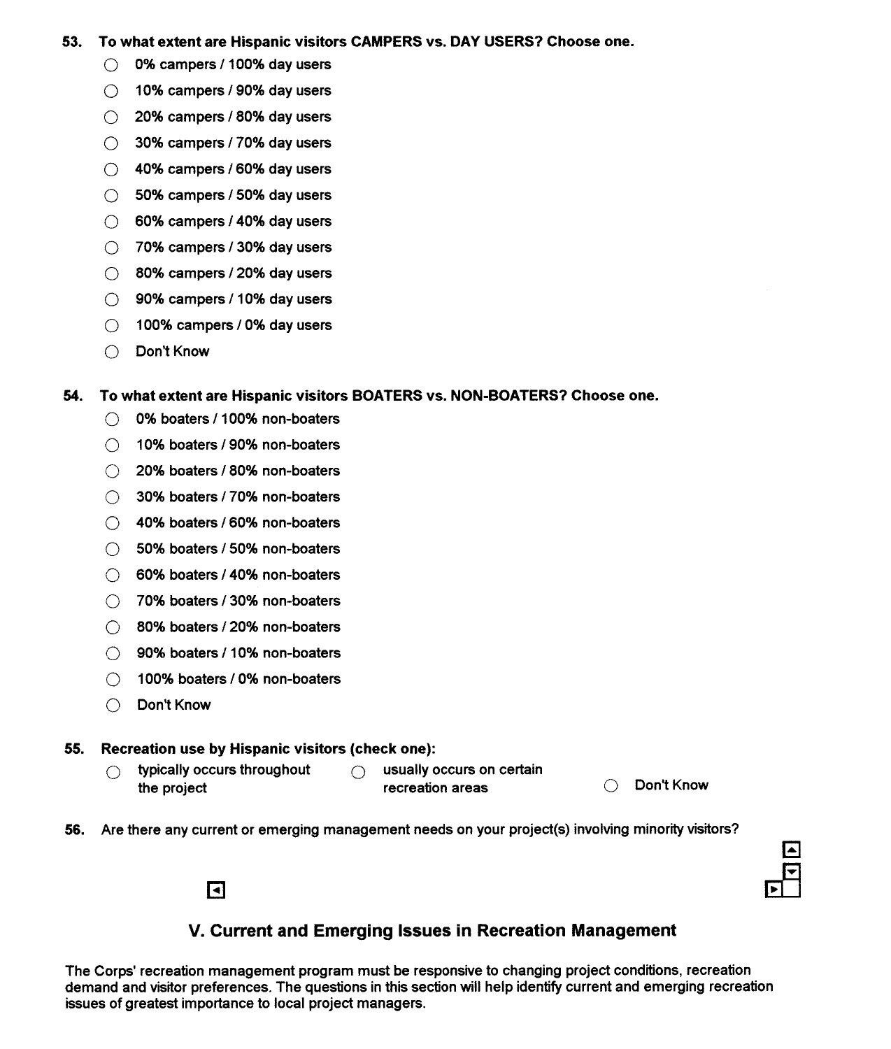**53. To what extent are Hispanic visitors CAMPERS vs. DAY USERS? Choose one.**

- ○ 0% campers / 100% day users
- ○ 10% campers / 90% day users
- ○ 20% campers / 80% day users
- ○ 30% campers / 70% day users
- ○ 40% campers / 60% day users
- ○ 50% campers / 50% day users
- ○ 60% campers / 40% day users
- ○ 70% campers / 30% day users
- ○ 80% campers / 20% day users
- ○ 90% campers / 10% day users
- ○ 100% campers / 0% day users
- ○ Don't Know

**54. To what extent are Hispanic visitors BOATERS vs. NON-BOATERS? Choose one.**

- ○ 0% boaters / 100% non-boaters
- ○ 10% boaters / 90% non-boaters
- ○ 20% boaters / 80% non-boaters
- ○ 30% boaters / 70% non-boaters
- ○ 40% boaters / 60% non-boaters
- ○ 50% boaters / 50% non-boaters
- ○ 60% boaters / 40% non-boaters
- ○ 70% boaters / 30% non-boaters
- ○ 80% boaters / 20% non-boaters
- ○ 90% boaters / 10% non-boaters
- ○ 100% boaters / 0% non-boaters
- ○ Don't Know

**55. Recreation use by Hispanic visitors (check one):**

- ○ typically occurs throughout the project
- ○ usually occurs on certain recreation areas
- ○ Don't Know

**56.** Are there any current or emerging management needs on your project(s) involving minority visitors?

## V. Current and Emerging Issues in Recreation Management

The Corps' recreation management program must be responsive to changing project conditions, recreation demand and visitor preferences. The questions in this section will help identify current and emerging recreation issues of greatest importance to local project managers.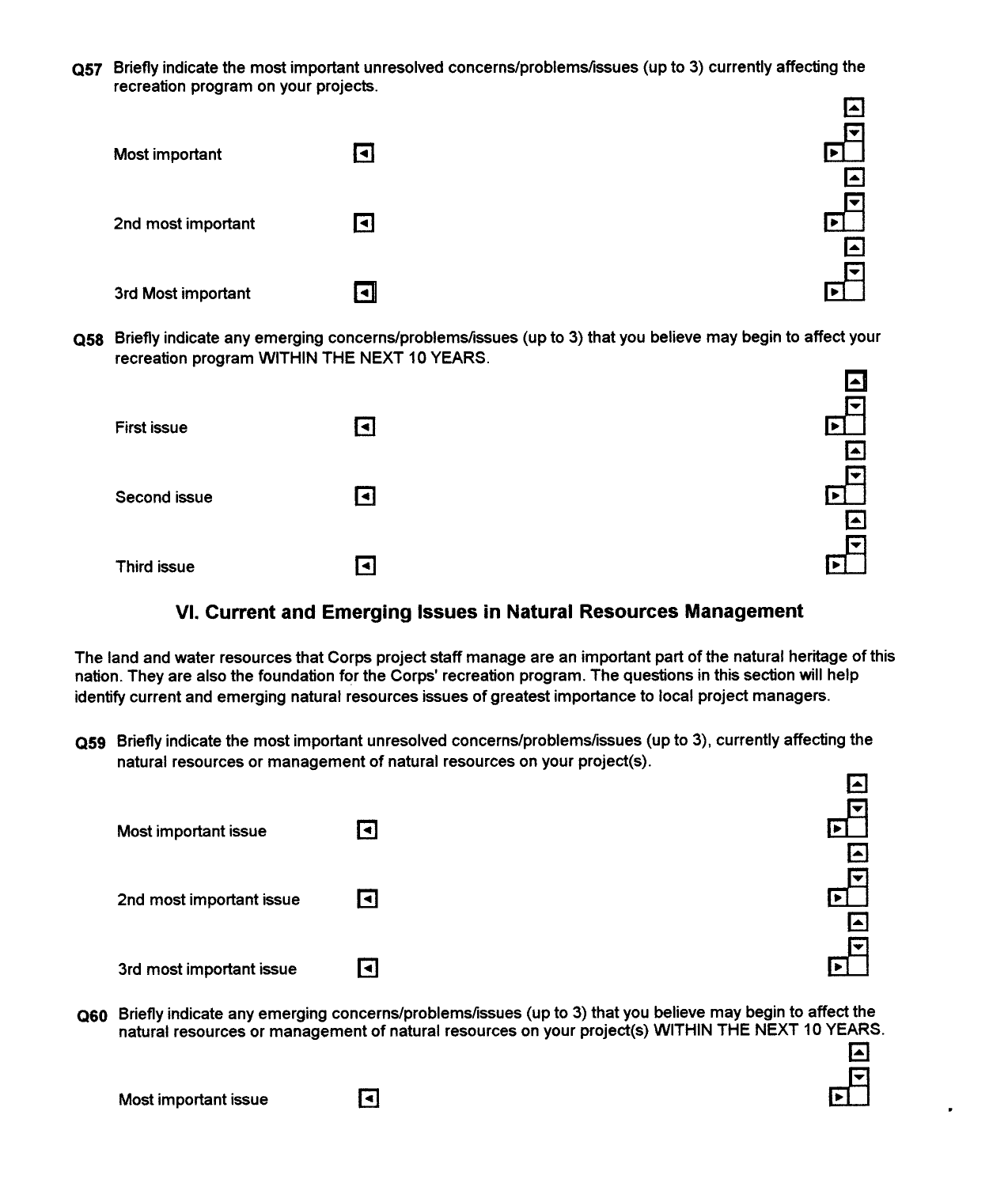**Q57** Briefly indicate the most important unresolved concerns/problems/issues (up to 3) currently affecting the recreation program on your projects.

Most important

2nd most important

3rd Most important

**Q58** Briefly indicate any emerging concerns/problems/issues (up to 3) that you believe may begin to affect your recreation program WITHIN THE NEXT 10 YEARS.

First issue

Second issue

Third issue

## VI. Current and Emerging Issues in Natural Resources Management

The land and water resources that Corps project staff manage are an important part of the natural heritage of this nation. They are also the foundation for the Corps' recreation program. The questions in this section will help identify current and emerging natural resources issues of greatest importance to local project managers.

**Q59** Briefly indicate the most important unresolved concerns/problems/issues (up to 3), currently affecting the natural resources or management of natural resources on your project(s).

Most important issue

2nd most important issue

3rd most important issue

**Q60** Briefly indicate any emerging concerns/problems/issues (up to 3) that you believe may begin to affect the natural resources or management of natural resources on your project(s) WITHIN THE NEXT 10 YEARS.

Most important issue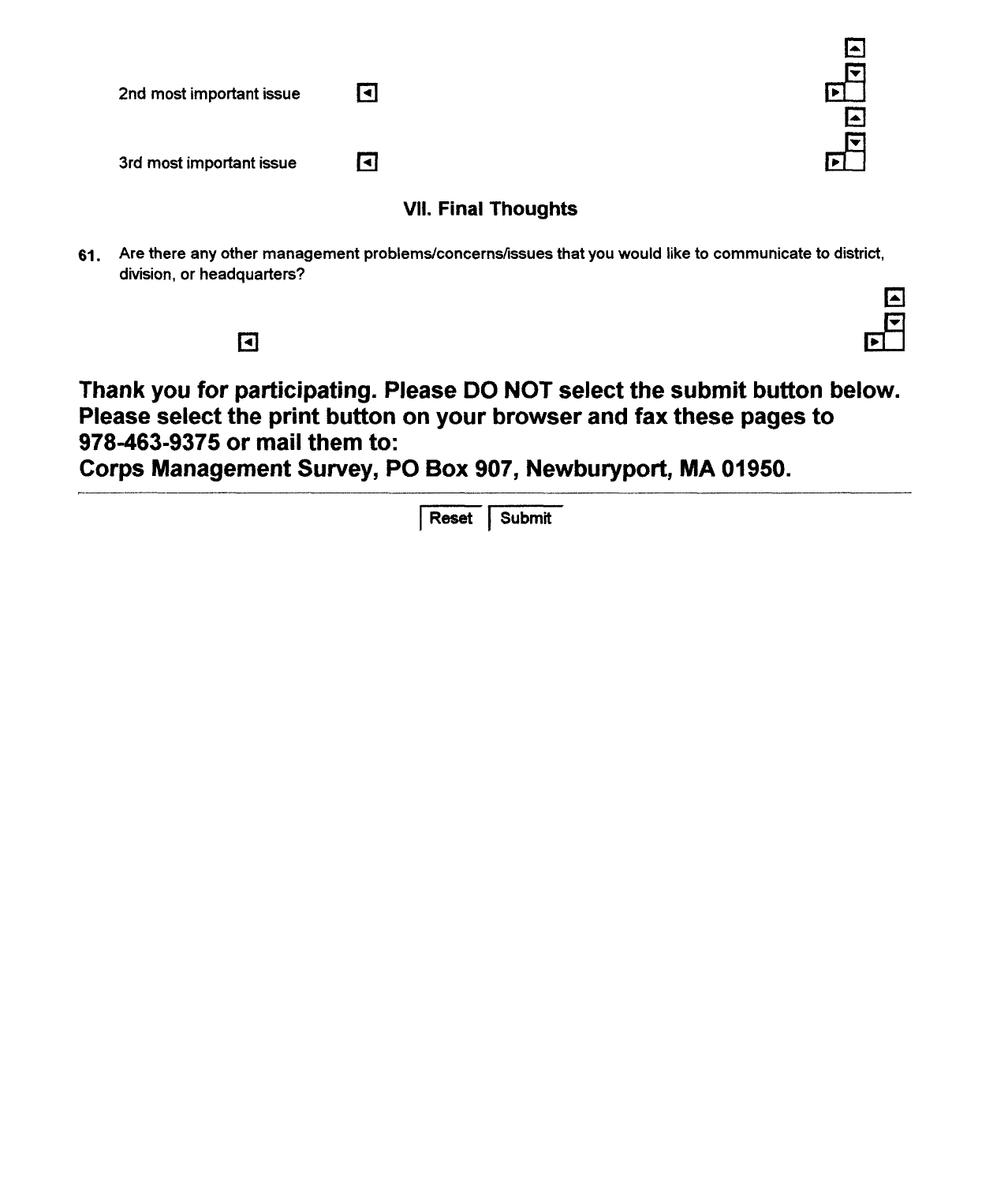2nd most important issue

3rd most important issue

## VII. Final Thoughts

**61.** Are there any other management problems/concerns/issues that you would like to communicate to district, division, or headquarters?

**Thank you for participating. Please DO NOT select the submit button below. Please select the print button on your browser and fax these pages to 978-463-9375 or mail them to:**
**Corps Management Survey, PO Box 907, Newburyport, MA 01950.**

---

Reset Submit